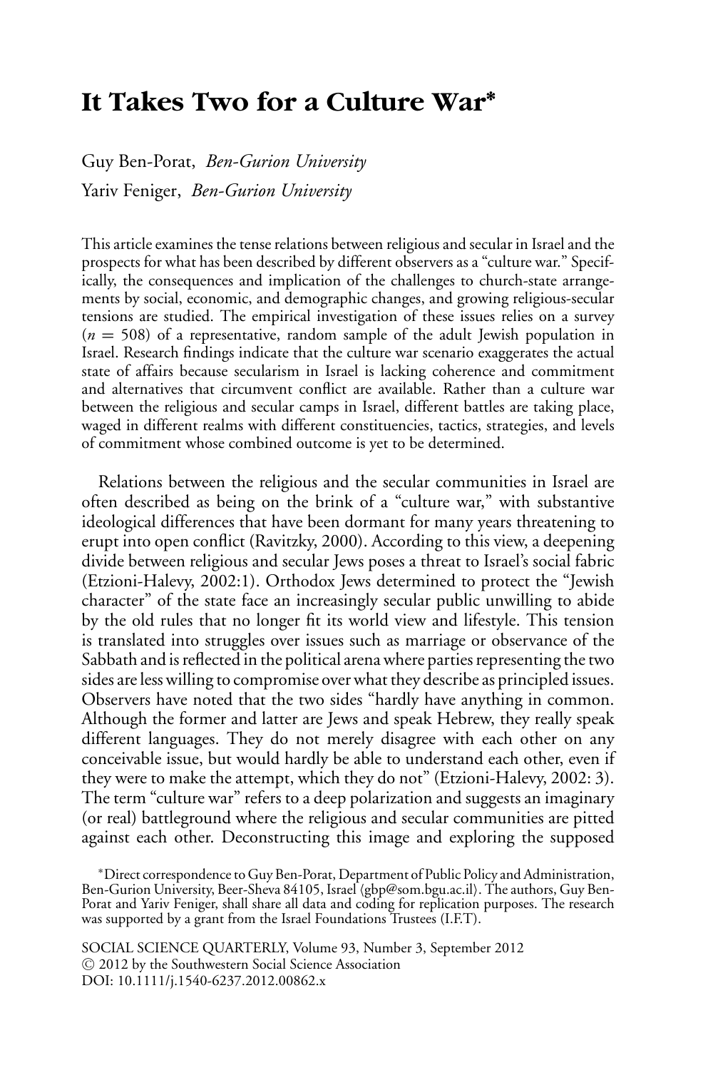# It Takes Two for a Culture War*

Guy Ben-Porat, *Ben-Gurion University*

Yariv Feniger, *Ben-Gurion University*

This article examines the tense relations between religious and secular in Israel and the prospects for what has been described by different observers as a "culture war." Specifically, the consequences and implication of the challenges to church-state arrangements by social, economic, and demographic changes, and growing religious-secular tensions are studied. The empirical investigation of these issues relies on a survey ($n = 508$) of a representative, random sample of the adult Jewish population in Israel. Research findings indicate that the culture war scenario exaggerates the actual state of affairs because secularism in Israel is lacking coherence and commitment and alternatives that circumvent conflict are available. Rather than a culture war between the religious and secular camps in Israel, different battles are taking place, waged in different realms with different constituencies, tactics, strategies, and levels of commitment whose combined outcome is yet to be determined.

Relations between the religious and the secular communities in Israel are often described as being on the brink of a "culture war," with substantive ideological differences that have been dormant for many years threatening to erupt into open conflict (Ravitzky, 2000). According to this view, a deepening divide between religious and secular Jews poses a threat to Israel's social fabric (Etzioni-Halevy, 2002:1). Orthodox Jews determined to protect the "Jewish character" of the state face an increasingly secular public unwilling to abide by the old rules that no longer fit its world view and lifestyle. This tension is translated into struggles over issues such as marriage or observance of the Sabbath and is reflected in the political arena where parties representing the two sides are less willing to compromise over what they describe as principled issues. Observers have noted that the two sides "hardly have anything in common. Although the former and latter are Jews and speak Hebrew, they really speak different languages. They do not merely disagree with each other on any conceivable issue, but would hardly be able to understand each other, even if they were to make the attempt, which they do not" (Etzioni-Halevy, 2002: 3). The term "culture war" refers to a deep polarization and suggests an imaginary (or real) battleground where the religious and secular communities are pitted against each other. Deconstructing this image and exploring the supposed

*Direct correspondence to Guy Ben-Porat, Department of Public Policy and Administration, Ben-Gurion University, Beer-Sheva 84105, Israel ⟨gbp@som.bgu.ac.il⟩. The authors, Guy Ben-Porat and Yariv Feniger, shall share all data and coding for replication purposes. The research was supported by a grant from the Israel Foundations Trustees (I.F.T).

SOCIAL SCIENCE QUARTERLY, Volume 93, Number 3, September 2012
© 2012 by the Southwestern Social Science Association
DOI: 10.1111/j.1540-6237.2012.00862.x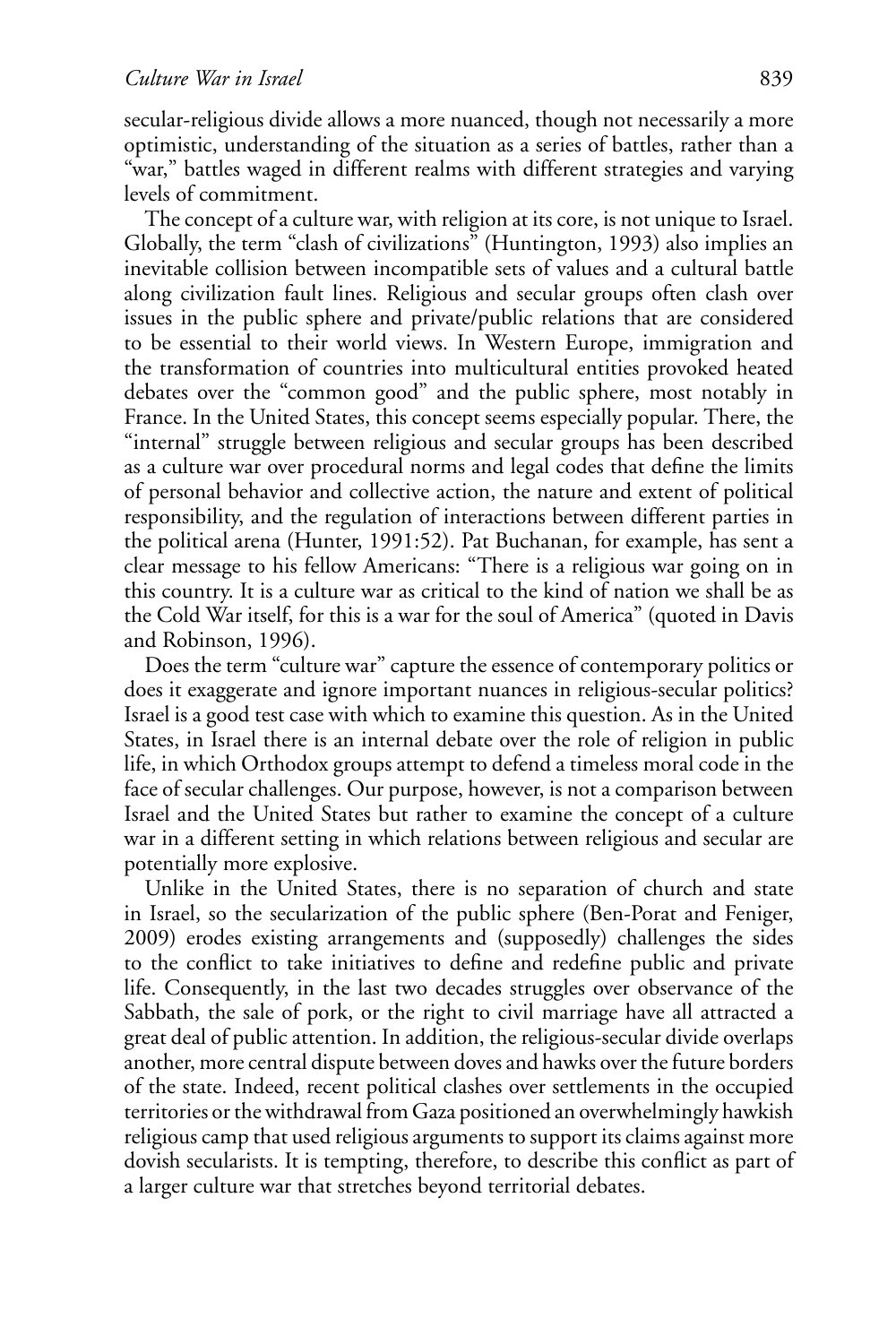secular-religious divide allows a more nuanced, though not necessarily a more optimistic, understanding of the situation as a series of battles, rather than a "war," battles waged in different realms with different strategies and varying levels of commitment.

The concept of a culture war, with religion at its core, is not unique to Israel. Globally, the term "clash of civilizations" (Huntington, 1993) also implies an inevitable collision between incompatible sets of values and a cultural battle along civilization fault lines. Religious and secular groups often clash over issues in the public sphere and private/public relations that are considered to be essential to their world views. In Western Europe, immigration and the transformation of countries into multicultural entities provoked heated debates over the "common good" and the public sphere, most notably in France. In the United States, this concept seems especially popular. There, the "internal" struggle between religious and secular groups has been described as a culture war over procedural norms and legal codes that define the limits of personal behavior and collective action, the nature and extent of political responsibility, and the regulation of interactions between different parties in the political arena (Hunter, 1991:52). Pat Buchanan, for example, has sent a clear message to his fellow Americans: "There is a religious war going on in this country. It is a culture war as critical to the kind of nation we shall be as the Cold War itself, for this is a war for the soul of America" (quoted in Davis and Robinson, 1996).

Does the term "culture war" capture the essence of contemporary politics or does it exaggerate and ignore important nuances in religious-secular politics? Israel is a good test case with which to examine this question. As in the United States, in Israel there is an internal debate over the role of religion in public life, in which Orthodox groups attempt to defend a timeless moral code in the face of secular challenges. Our purpose, however, is not a comparison between Israel and the United States but rather to examine the concept of a culture war in a different setting in which relations between religious and secular are potentially more explosive.

Unlike in the United States, there is no separation of church and state in Israel, so the secularization of the public sphere (Ben-Porat and Feniger, 2009) erodes existing arrangements and (supposedly) challenges the sides to the conflict to take initiatives to define and redefine public and private life. Consequently, in the last two decades struggles over observance of the Sabbath, the sale of pork, or the right to civil marriage have all attracted a great deal of public attention. In addition, the religious-secular divide overlaps another, more central dispute between doves and hawks over the future borders of the state. Indeed, recent political clashes over settlements in the occupied territories or the withdrawal from Gaza positioned an overwhelmingly hawkish religious camp that used religious arguments to support its claims against more dovish secularists. It is tempting, therefore, to describe this conflict as part of a larger culture war that stretches beyond territorial debates.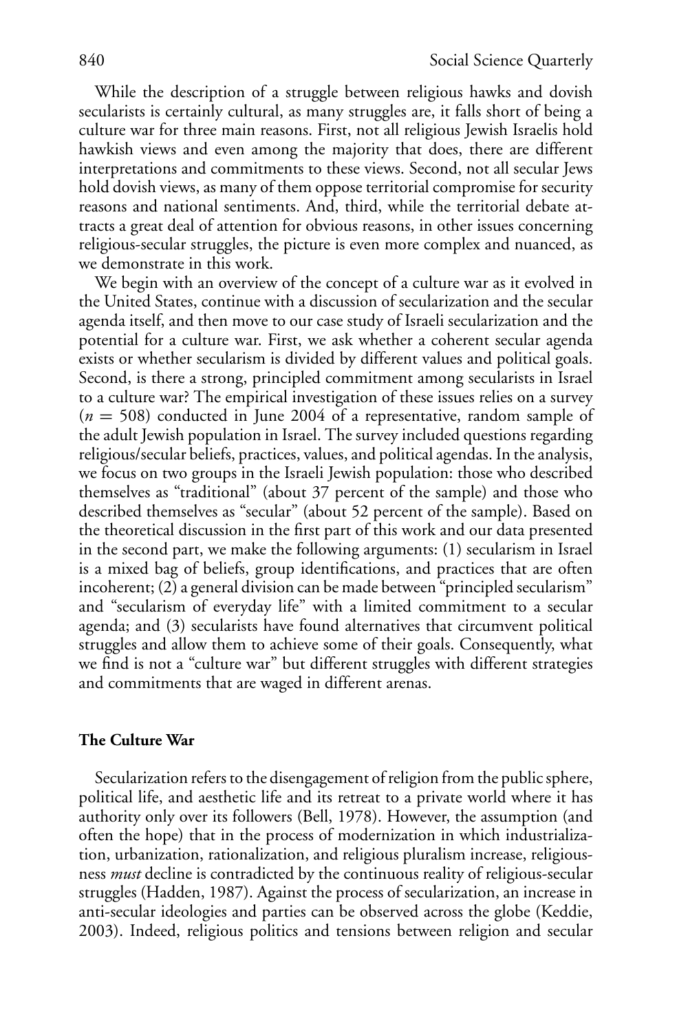While the description of a struggle between religious hawks and dovish secularists is certainly cultural, as many struggles are, it falls short of being a culture war for three main reasons. First, not all religious Jewish Israelis hold hawkish views and even among the majority that does, there are different interpretations and commitments to these views. Second, not all secular Jews hold dovish views, as many of them oppose territorial compromise for security reasons and national sentiments. And, third, while the territorial debate attracts a great deal of attention for obvious reasons, in other issues concerning religious-secular struggles, the picture is even more complex and nuanced, as we demonstrate in this work.

We begin with an overview of the concept of a culture war as it evolved in the United States, continue with a discussion of secularization and the secular agenda itself, and then move to our case study of Israeli secularization and the potential for a culture war. First, we ask whether a coherent secular agenda exists or whether secularism is divided by different values and political goals. Second, is there a strong, principled commitment among secularists in Israel to a culture war? The empirical investigation of these issues relies on a survey ($n = 508$) conducted in June 2004 of a representative, random sample of the adult Jewish population in Israel. The survey included questions regarding religious/secular beliefs, practices, values, and political agendas. In the analysis, we focus on two groups in the Israeli Jewish population: those who described themselves as "traditional" (about 37 percent of the sample) and those who described themselves as "secular" (about 52 percent of the sample). Based on the theoretical discussion in the first part of this work and our data presented in the second part, we make the following arguments: (1) secularism in Israel is a mixed bag of beliefs, group identifications, and practices that are often incoherent; (2) a general division can be made between "principled secularism" and "secularism of everyday life" with a limited commitment to a secular agenda; and (3) secularists have found alternatives that circumvent political struggles and allow them to achieve some of their goals. Consequently, what we find is not a "culture war" but different struggles with different strategies and commitments that are waged in different arenas.

## The Culture War

Secularization refers to the disengagement of religion from the public sphere, political life, and aesthetic life and its retreat to a private world where it has authority only over its followers (Bell, 1978). However, the assumption (and often the hope) that in the process of modernization in which industrialization, urbanization, rationalization, and religious pluralism increase, religiousness *must* decline is contradicted by the continuous reality of religious-secular struggles (Hadden, 1987). Against the process of secularization, an increase in anti-secular ideologies and parties can be observed across the globe (Keddie, 2003). Indeed, religious politics and tensions between religion and secular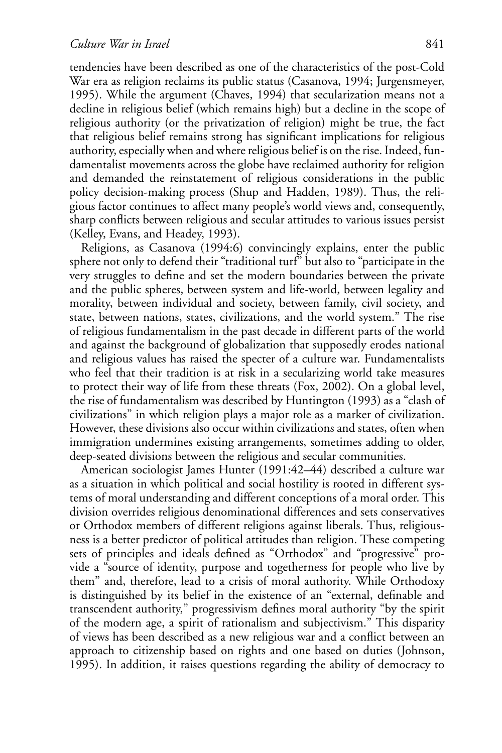tendencies have been described as one of the characteristics of the post-Cold War era as religion reclaims its public status (Casanova, 1994; Jurgensmeyer, 1995). While the argument (Chaves, 1994) that secularization means not a decline in religious belief (which remains high) but a decline in the scope of religious authority (or the privatization of religion) might be true, the fact that religious belief remains strong has significant implications for religious authority, especially when and where religious belief is on the rise. Indeed, fundamentalist movements across the globe have reclaimed authority for religion and demanded the reinstatement of religious considerations in the public policy decision-making process (Shup and Hadden, 1989). Thus, the religious factor continues to affect many people's world views and, consequently, sharp conflicts between religious and secular attitudes to various issues persist (Kelley, Evans, and Headey, 1993).

Religions, as Casanova (1994:6) convincingly explains, enter the public sphere not only to defend their "traditional turf" but also to "participate in the very struggles to define and set the modern boundaries between the private and the public spheres, between system and life-world, between legality and morality, between individual and society, between family, civil society, and state, between nations, states, civilizations, and the world system." The rise of religious fundamentalism in the past decade in different parts of the world and against the background of globalization that supposedly erodes national and religious values has raised the specter of a culture war. Fundamentalists who feel that their tradition is at risk in a secularizing world take measures to protect their way of life from these threats (Fox, 2002). On a global level, the rise of fundamentalism was described by Huntington (1993) as a "clash of civilizations" in which religion plays a major role as a marker of civilization. However, these divisions also occur within civilizations and states, often when immigration undermines existing arrangements, sometimes adding to older, deep-seated divisions between the religious and secular communities.

American sociologist James Hunter (1991:42–44) described a culture war as a situation in which political and social hostility is rooted in different systems of moral understanding and different conceptions of a moral order. This division overrides religious denominational differences and sets conservatives or Orthodox members of different religions against liberals. Thus, religiousness is a better predictor of political attitudes than religion. These competing sets of principles and ideals defined as "Orthodox" and "progressive" provide a "source of identity, purpose and togetherness for people who live by them" and, therefore, lead to a crisis of moral authority. While Orthodoxy is distinguished by its belief in the existence of an "external, definable and transcendent authority," progressivism defines moral authority "by the spirit of the modern age, a spirit of rationalism and subjectivism." This disparity of views has been described as a new religious war and a conflict between an approach to citizenship based on rights and one based on duties (Johnson, 1995). In addition, it raises questions regarding the ability of democracy to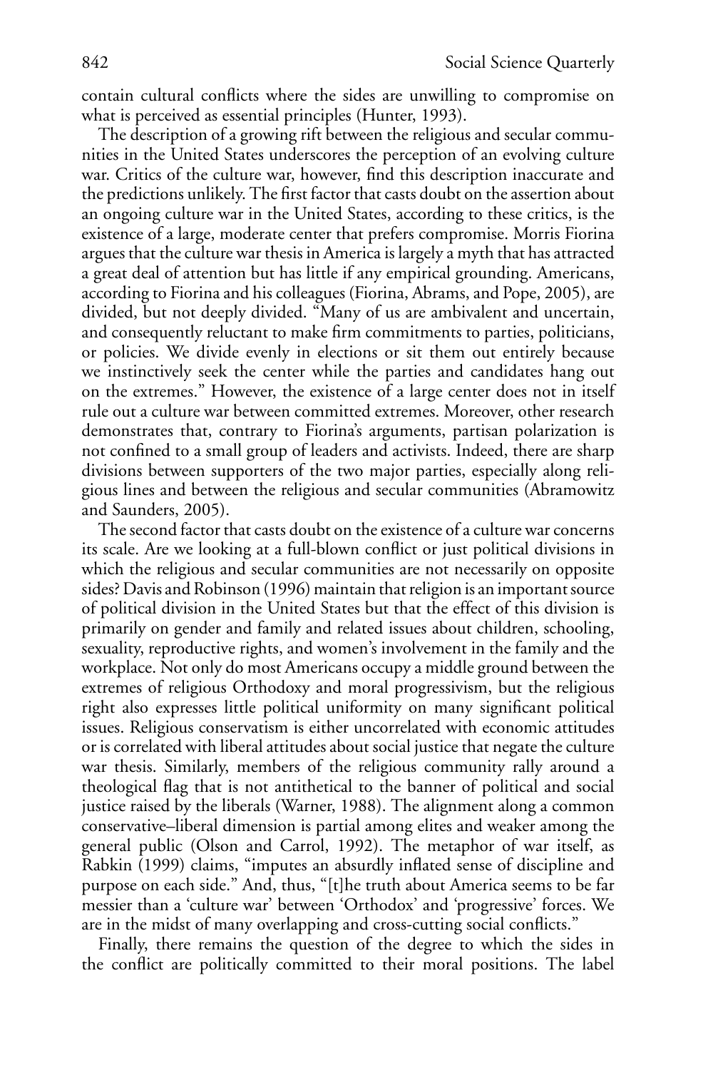contain cultural conflicts where the sides are unwilling to compromise on what is perceived as essential principles (Hunter, 1993).

The description of a growing rift between the religious and secular communities in the United States underscores the perception of an evolving culture war. Critics of the culture war, however, find this description inaccurate and the predictions unlikely. The first factor that casts doubt on the assertion about an ongoing culture war in the United States, according to these critics, is the existence of a large, moderate center that prefers compromise. Morris Fiorina argues that the culture war thesis in America is largely a myth that has attracted a great deal of attention but has little if any empirical grounding. Americans, according to Fiorina and his colleagues (Fiorina, Abrams, and Pope, 2005), are divided, but not deeply divided. "Many of us are ambivalent and uncertain, and consequently reluctant to make firm commitments to parties, politicians, or policies. We divide evenly in elections or sit them out entirely because we instinctively seek the center while the parties and candidates hang out on the extremes." However, the existence of a large center does not in itself rule out a culture war between committed extremes. Moreover, other research demonstrates that, contrary to Fiorina's arguments, partisan polarization is not confined to a small group of leaders and activists. Indeed, there are sharp divisions between supporters of the two major parties, especially along religious lines and between the religious and secular communities (Abramowitz and Saunders, 2005).

The second factor that casts doubt on the existence of a culture war concerns its scale. Are we looking at a full-blown conflict or just political divisions in which the religious and secular communities are not necessarily on opposite sides? Davis and Robinson (1996) maintain that religion is an important source of political division in the United States but that the effect of this division is primarily on gender and family and related issues about children, schooling, sexuality, reproductive rights, and women's involvement in the family and the workplace. Not only do most Americans occupy a middle ground between the extremes of religious Orthodoxy and moral progressivism, but the religious right also expresses little political uniformity on many significant political issues. Religious conservatism is either uncorrelated with economic attitudes or is correlated with liberal attitudes about social justice that negate the culture war thesis. Similarly, members of the religious community rally around a theological flag that is not antithetical to the banner of political and social justice raised by the liberals (Warner, 1988). The alignment along a common conservative–liberal dimension is partial among elites and weaker among the general public (Olson and Carrol, 1992). The metaphor of war itself, as Rabkin (1999) claims, "imputes an absurdly inflated sense of discipline and purpose on each side." And, thus, "[t]he truth about America seems to be far messier than a 'culture war' between 'Orthodox' and 'progressive' forces. We are in the midst of many overlapping and cross-cutting social conflicts."

Finally, there remains the question of the degree to which the sides in the conflict are politically committed to their moral positions. The label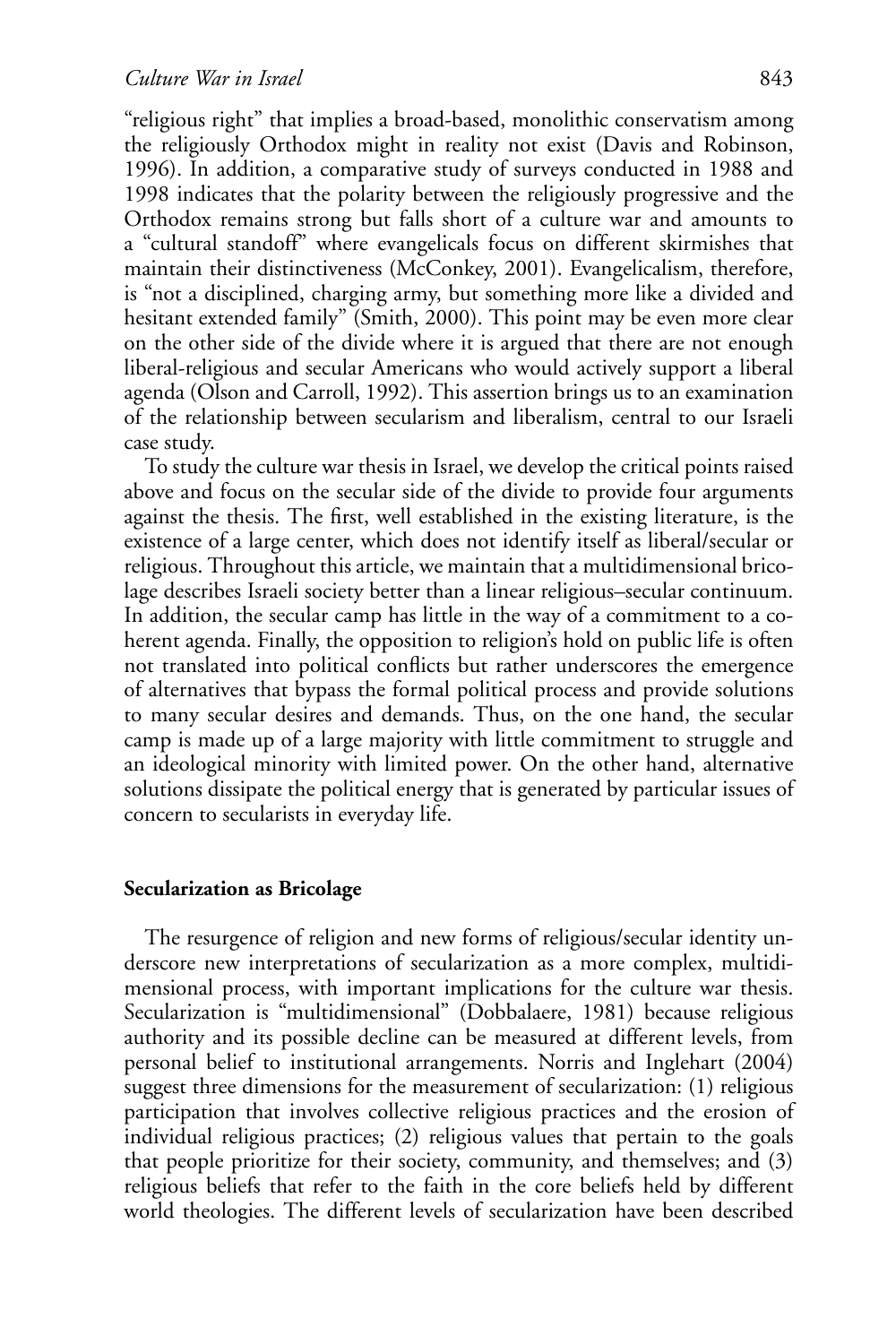"religious right" that implies a broad-based, monolithic conservatism among the religiously Orthodox might in reality not exist (Davis and Robinson, 1996). In addition, a comparative study of surveys conducted in 1988 and 1998 indicates that the polarity between the religiously progressive and the Orthodox remains strong but falls short of a culture war and amounts to a "cultural standoff" where evangelicals focus on different skirmishes that maintain their distinctiveness (McConkey, 2001). Evangelicalism, therefore, is "not a disciplined, charging army, but something more like a divided and hesitant extended family" (Smith, 2000). This point may be even more clear on the other side of the divide where it is argued that there are not enough liberal-religious and secular Americans who would actively support a liberal agenda (Olson and Carroll, 1992). This assertion brings us to an examination of the relationship between secularism and liberalism, central to our Israeli case study.

To study the culture war thesis in Israel, we develop the critical points raised above and focus on the secular side of the divide to provide four arguments against the thesis. The first, well established in the existing literature, is the existence of a large center, which does not identify itself as liberal/secular or religious. Throughout this article, we maintain that a multidimensional bricolage describes Israeli society better than a linear religious–secular continuum. In addition, the secular camp has little in the way of a commitment to a coherent agenda. Finally, the opposition to religion's hold on public life is often not translated into political conflicts but rather underscores the emergence of alternatives that bypass the formal political process and provide solutions to many secular desires and demands. Thus, on the one hand, the secular camp is made up of a large majority with little commitment to struggle and an ideological minority with limited power. On the other hand, alternative solutions dissipate the political energy that is generated by particular issues of concern to secularists in everyday life.

### Secularization as Bricolage

The resurgence of religion and new forms of religious/secular identity underscore new interpretations of secularization as a more complex, multidimensional process, with important implications for the culture war thesis. Secularization is "multidimensional" (Dobbalaere, 1981) because religious authority and its possible decline can be measured at different levels, from personal belief to institutional arrangements. Norris and Inglehart (2004) suggest three dimensions for the measurement of secularization: (1) religious participation that involves collective religious practices and the erosion of individual religious practices; (2) religious values that pertain to the goals that people prioritize for their society, community, and themselves; and (3) religious beliefs that refer to the faith in the core beliefs held by different world theologies. The different levels of secularization have been described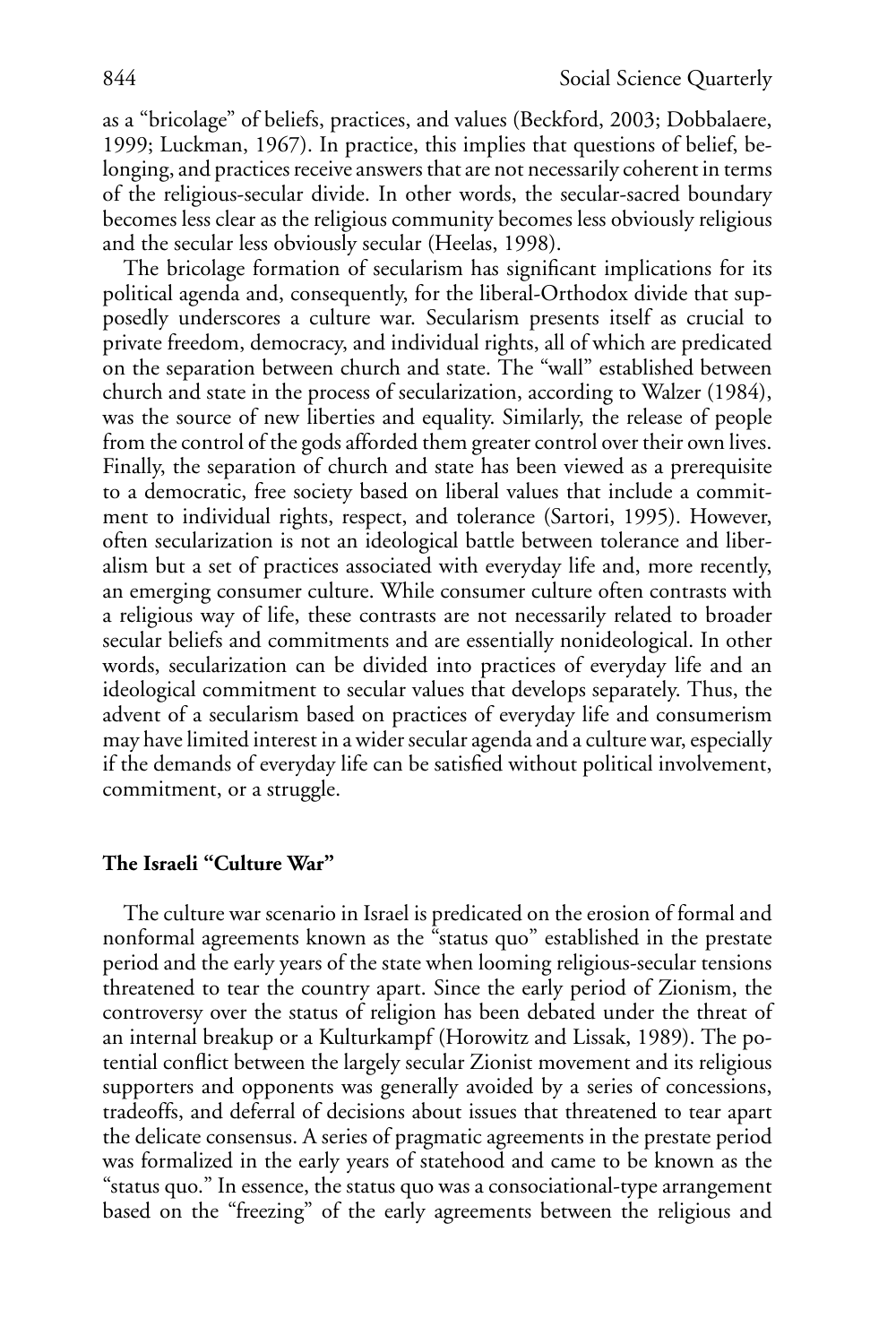as a "bricolage" of beliefs, practices, and values (Beckford, 2003; Dobbalaere, 1999; Luckman, 1967). In practice, this implies that questions of belief, belonging, and practices receive answers that are not necessarily coherent in terms of the religious-secular divide. In other words, the secular-sacred boundary becomes less clear as the religious community becomes less obviously religious and the secular less obviously secular (Heelas, 1998).

The bricolage formation of secularism has significant implications for its political agenda and, consequently, for the liberal-Orthodox divide that supposedly underscores a culture war. Secularism presents itself as crucial to private freedom, democracy, and individual rights, all of which are predicated on the separation between church and state. The "wall" established between church and state in the process of secularization, according to Walzer (1984), was the source of new liberties and equality. Similarly, the release of people from the control of the gods afforded them greater control over their own lives. Finally, the separation of church and state has been viewed as a prerequisite to a democratic, free society based on liberal values that include a commitment to individual rights, respect, and tolerance (Sartori, 1995). However, often secularization is not an ideological battle between tolerance and liberalism but a set of practices associated with everyday life and, more recently, an emerging consumer culture. While consumer culture often contrasts with a religious way of life, these contrasts are not necessarily related to broader secular beliefs and commitments and are essentially nonideological. In other words, secularization can be divided into practices of everyday life and an ideological commitment to secular values that develops separately. Thus, the advent of a secularism based on practices of everyday life and consumerism may have limited interest in a wider secular agenda and a culture war, especially if the demands of everyday life can be satisfied without political involvement, commitment, or a struggle.

### The Israeli "Culture War"

The culture war scenario in Israel is predicated on the erosion of formal and nonformal agreements known as the "status quo" established in the prestate period and the early years of the state when looming religious-secular tensions threatened to tear the country apart. Since the early period of Zionism, the controversy over the status of religion has been debated under the threat of an internal breakup or a Kulturkampf (Horowitz and Lissak, 1989). The potential conflict between the largely secular Zionist movement and its religious supporters and opponents was generally avoided by a series of concessions, tradeoffs, and deferral of decisions about issues that threatened to tear apart the delicate consensus. A series of pragmatic agreements in the prestate period was formalized in the early years of statehood and came to be known as the "status quo." In essence, the status quo was a consociational-type arrangement based on the "freezing" of the early agreements between the religious and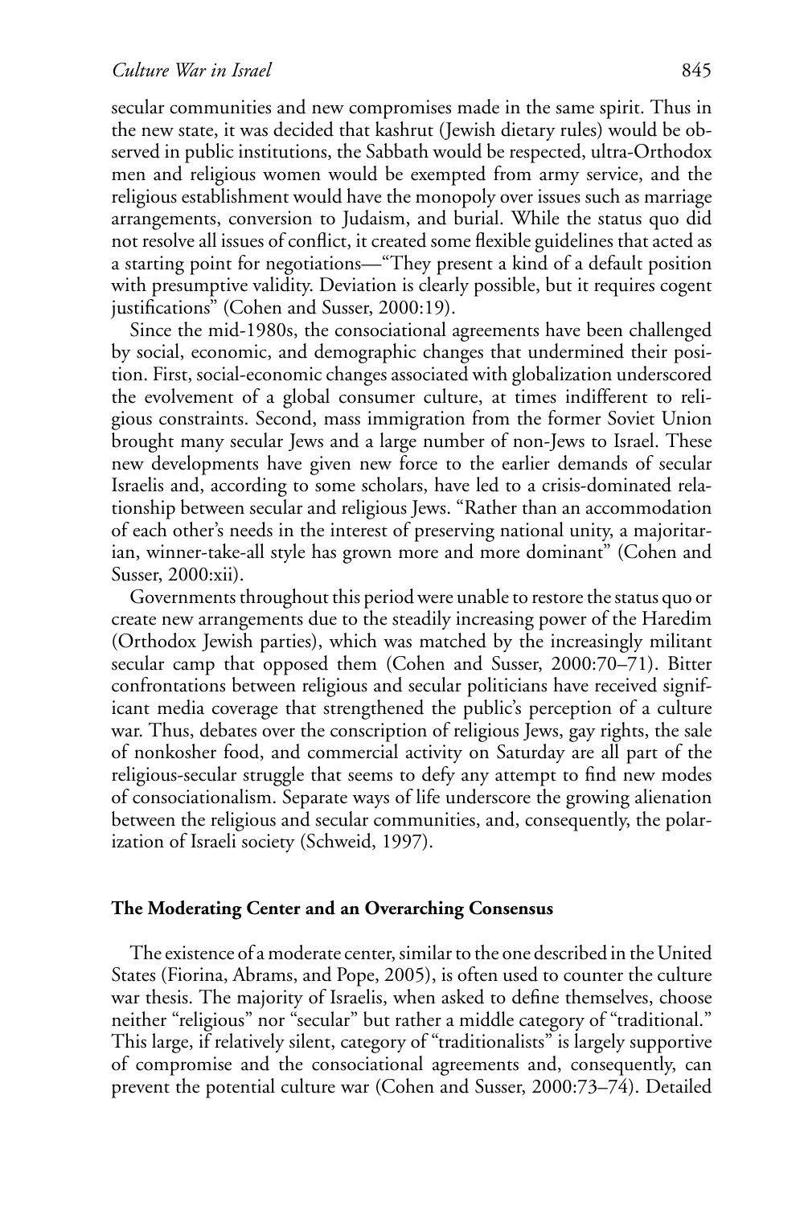secular communities and new compromises made in the same spirit. Thus in the new state, it was decided that kashrut (Jewish dietary rules) would be observed in public institutions, the Sabbath would be respected, ultra-Orthodox men and religious women would be exempted from army service, and the religious establishment would have the monopoly over issues such as marriage arrangements, conversion to Judaism, and burial. While the status quo did not resolve all issues of conflict, it created some flexible guidelines that acted as a starting point for negotiations—"They present a kind of a default position with presumptive validity. Deviation is clearly possible, but it requires cogent justifications" (Cohen and Susser, 2000:19).

Since the mid-1980s, the consociational agreements have been challenged by social, economic, and demographic changes that undermined their position. First, social-economic changes associated with globalization underscored the evolvement of a global consumer culture, at times indifferent to religious constraints. Second, mass immigration from the former Soviet Union brought many secular Jews and a large number of non-Jews to Israel. These new developments have given new force to the earlier demands of secular Israelis and, according to some scholars, have led to a crisis-dominated relationship between secular and religious Jews. "Rather than an accommodation of each other's needs in the interest of preserving national unity, a majoritarian, winner-take-all style has grown more and more dominant" (Cohen and Susser, 2000:xii).

Governments throughout this period were unable to restore the status quo or create new arrangements due to the steadily increasing power of the Haredim (Orthodox Jewish parties), which was matched by the increasingly militant secular camp that opposed them (Cohen and Susser, 2000:70–71). Bitter confrontations between religious and secular politicians have received significant media coverage that strengthened the public's perception of a culture war. Thus, debates over the conscription of religious Jews, gay rights, the sale of nonkosher food, and commercial activity on Saturday are all part of the religious-secular struggle that seems to defy any attempt to find new modes of consociationalism. Separate ways of life underscore the growing alienation between the religious and secular communities, and, consequently, the polarization of Israeli society (Schweid, 1997).

### The Moderating Center and an Overarching Consensus

The existence of a moderate center, similar to the one described in the United States (Fiorina, Abrams, and Pope, 2005), is often used to counter the culture war thesis. The majority of Israelis, when asked to define themselves, choose neither "religious" nor "secular" but rather a middle category of "traditional." This large, if relatively silent, category of "traditionalists" is largely supportive of compromise and the consociational agreements and, consequently, can prevent the potential culture war (Cohen and Susser, 2000:73–74). Detailed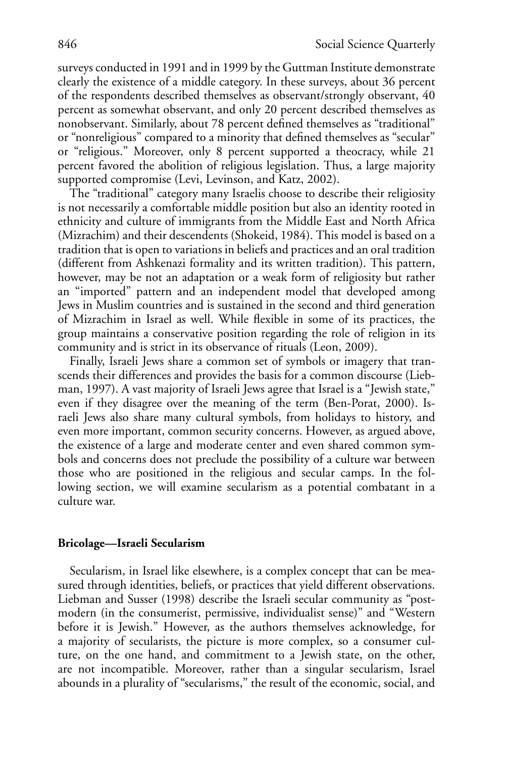surveys conducted in 1991 and in 1999 by the Guttman Institute demonstrate clearly the existence of a middle category. In these surveys, about 36 percent of the respondents described themselves as observant/strongly observant, 40 percent as somewhat observant, and only 20 percent described themselves as nonobservant. Similarly, about 78 percent defined themselves as "traditional" or "nonreligious" compared to a minority that defined themselves as "secular" or "religious." Moreover, only 8 percent supported a theocracy, while 21 percent favored the abolition of religious legislation. Thus, a large majority supported compromise (Levi, Levinson, and Katz, 2002).

The "traditional" category many Israelis choose to describe their religiosity is not necessarily a comfortable middle position but also an identity rooted in ethnicity and culture of immigrants from the Middle East and North Africa (Mizrachim) and their descendents (Shokeid, 1984). This model is based on a tradition that is open to variations in beliefs and practices and an oral tradition (different from Ashkenazi formality and its written tradition). This pattern, however, may be not an adaptation or a weak form of religiosity but rather an "imported" pattern and an independent model that developed among Jews in Muslim countries and is sustained in the second and third generation of Mizrachim in Israel as well. While flexible in some of its practices, the group maintains a conservative position regarding the role of religion in its community and is strict in its observance of rituals (Leon, 2009).

Finally, Israeli Jews share a common set of symbols or imagery that transcends their differences and provides the basis for a common discourse (Liebman, 1997). A vast majority of Israeli Jews agree that Israel is a "Jewish state," even if they disagree over the meaning of the term (Ben-Porat, 2000). Israeli Jews also share many cultural symbols, from holidays to history, and even more important, common security concerns. However, as argued above, the existence of a large and moderate center and even shared common symbols and concerns does not preclude the possibility of a culture war between those who are positioned in the religious and secular camps. In the following section, we will examine secularism as a potential combatant in a culture war.

### Bricolage—Israeli Secularism

Secularism, in Israel like elsewhere, is a complex concept that can be measured through identities, beliefs, or practices that yield different observations. Liebman and Susser (1998) describe the Israeli secular community as "postmodern (in the consumerist, permissive, individualist sense)" and "Western before it is Jewish." However, as the authors themselves acknowledge, for a majority of secularists, the picture is more complex, so a consumer culture, on the one hand, and commitment to a Jewish state, on the other, are not incompatible. Moreover, rather than a singular secularism, Israel abounds in a plurality of "secularisms," the result of the economic, social, and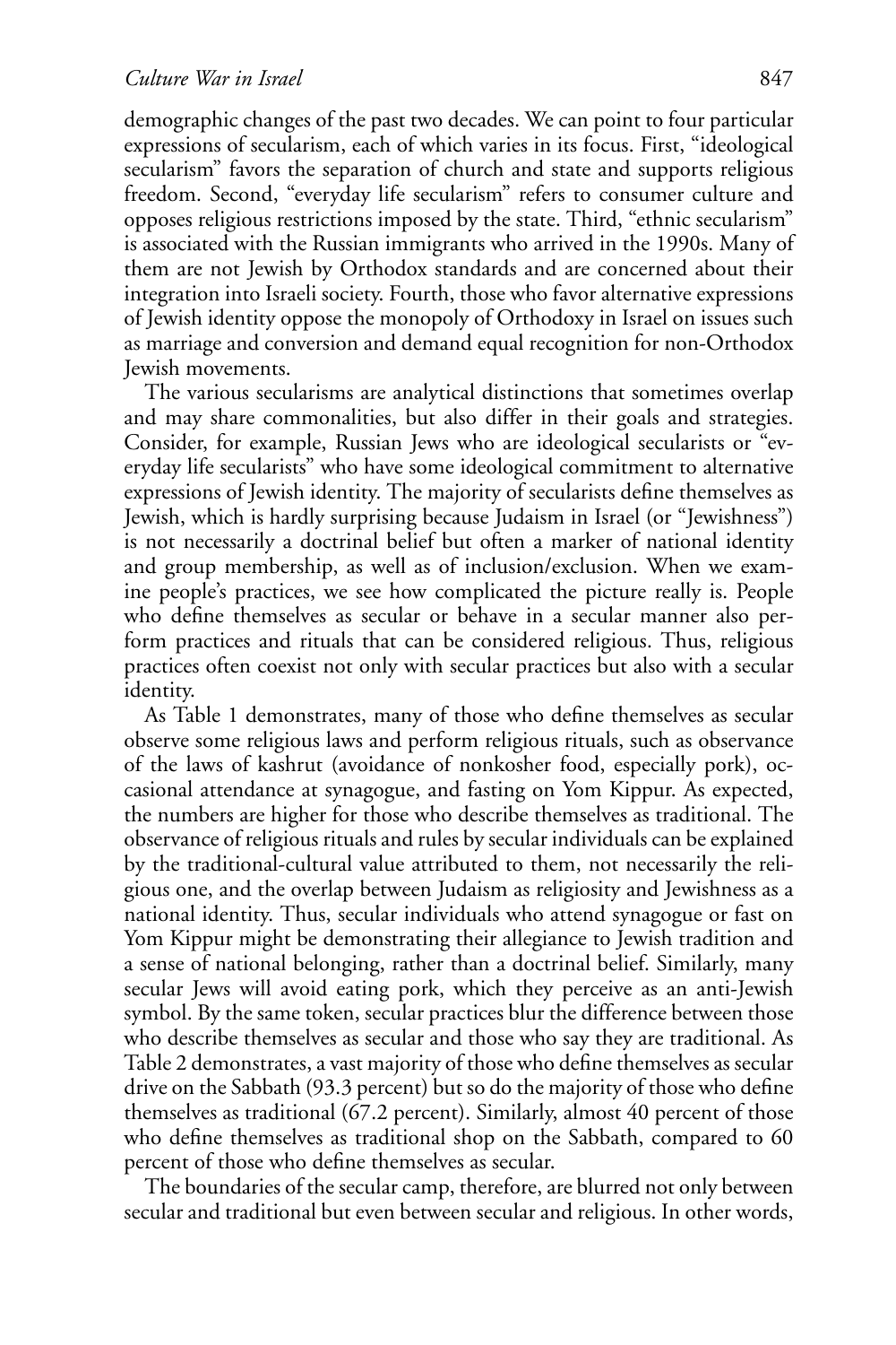demographic changes of the past two decades. We can point to four particular expressions of secularism, each of which varies in its focus. First, "ideological secularism" favors the separation of church and state and supports religious freedom. Second, "everyday life secularism" refers to consumer culture and opposes religious restrictions imposed by the state. Third, "ethnic secularism" is associated with the Russian immigrants who arrived in the 1990s. Many of them are not Jewish by Orthodox standards and are concerned about their integration into Israeli society. Fourth, those who favor alternative expressions of Jewish identity oppose the monopoly of Orthodoxy in Israel on issues such as marriage and conversion and demand equal recognition for non-Orthodox Jewish movements.

The various secularisms are analytical distinctions that sometimes overlap and may share commonalities, but also differ in their goals and strategies. Consider, for example, Russian Jews who are ideological secularists or "everyday life secularists" who have some ideological commitment to alternative expressions of Jewish identity. The majority of secularists define themselves as Jewish, which is hardly surprising because Judaism in Israel (or "Jewishness") is not necessarily a doctrinal belief but often a marker of national identity and group membership, as well as of inclusion/exclusion. When we examine people's practices, we see how complicated the picture really is. People who define themselves as secular or behave in a secular manner also perform practices and rituals that can be considered religious. Thus, religious practices often coexist not only with secular practices but also with a secular identity.

As Table 1 demonstrates, many of those who define themselves as secular observe some religious laws and perform religious rituals, such as observance of the laws of kashrut (avoidance of nonkosher food, especially pork), occasional attendance at synagogue, and fasting on Yom Kippur. As expected, the numbers are higher for those who describe themselves as traditional. The observance of religious rituals and rules by secular individuals can be explained by the traditional-cultural value attributed to them, not necessarily the religious one, and the overlap between Judaism as religiosity and Jewishness as a national identity. Thus, secular individuals who attend synagogue or fast on Yom Kippur might be demonstrating their allegiance to Jewish tradition and a sense of national belonging, rather than a doctrinal belief. Similarly, many secular Jews will avoid eating pork, which they perceive as an anti-Jewish symbol. By the same token, secular practices blur the difference between those who describe themselves as secular and those who say they are traditional. As Table 2 demonstrates, a vast majority of those who define themselves as secular drive on the Sabbath (93.3 percent) but so do the majority of those who define themselves as traditional (67.2 percent). Similarly, almost 40 percent of those who define themselves as traditional shop on the Sabbath, compared to 60 percent of those who define themselves as secular.

The boundaries of the secular camp, therefore, are blurred not only between secular and traditional but even between secular and religious. In other words,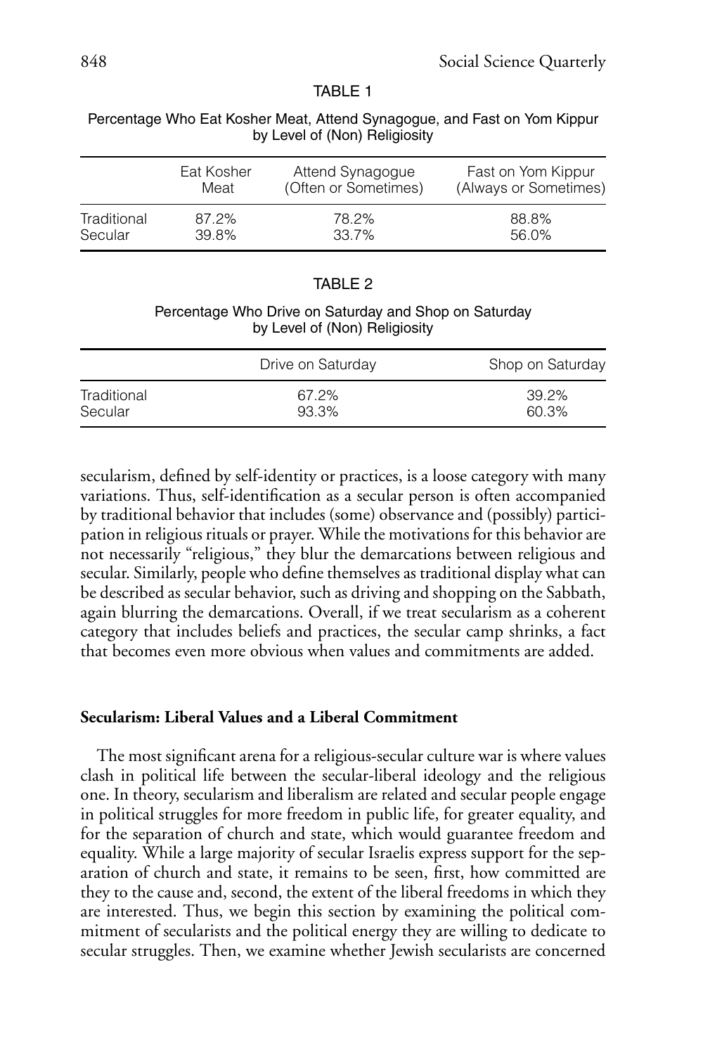TABLE 1

Percentage Who Eat Kosher Meat, Attend Synagogue, and Fast on Yom Kippur by Level of (Non) Religiosity

| | Eat Kosher Meat | Attend Synagogue (Often or Sometimes) | Fast on Yom Kippur (Always or Sometimes) |
|---|---|---|---|
| Traditional | 87.2% | 78.2% | 88.8% |
| Secular | 39.8% | 33.7% | 56.0% |

TABLE 2

Percentage Who Drive on Saturday and Shop on Saturday by Level of (Non) Religiosity

| | Drive on Saturday | Shop on Saturday |
|---|---|---|
| Traditional | 67.2% | 39.2% |
| Secular | 93.3% | 60.3% |

secularism, defined by self-identity or practices, is a loose category with many variations. Thus, self-identification as a secular person is often accompanied by traditional behavior that includes (some) observance and (possibly) participation in religious rituals or prayer. While the motivations for this behavior are not necessarily "religious," they blur the demarcations between religious and secular. Similarly, people who define themselves as traditional display what can be described as secular behavior, such as driving and shopping on the Sabbath, again blurring the demarcations. Overall, if we treat secularism as a coherent category that includes beliefs and practices, the secular camp shrinks, a fact that becomes even more obvious when values and commitments are added.

### Secularism: Liberal Values and a Liberal Commitment

The most significant arena for a religious-secular culture war is where values clash in political life between the secular-liberal ideology and the religious one. In theory, secularism and liberalism are related and secular people engage in political struggles for more freedom in public life, for greater equality, and for the separation of church and state, which would guarantee freedom and equality. While a large majority of secular Israelis express support for the separation of church and state, it remains to be seen, first, how committed are they to the cause and, second, the extent of the liberal freedoms in which they are interested. Thus, we begin this section by examining the political commitment of secularists and the political energy they are willing to dedicate to secular struggles. Then, we examine whether Jewish secularists are concerned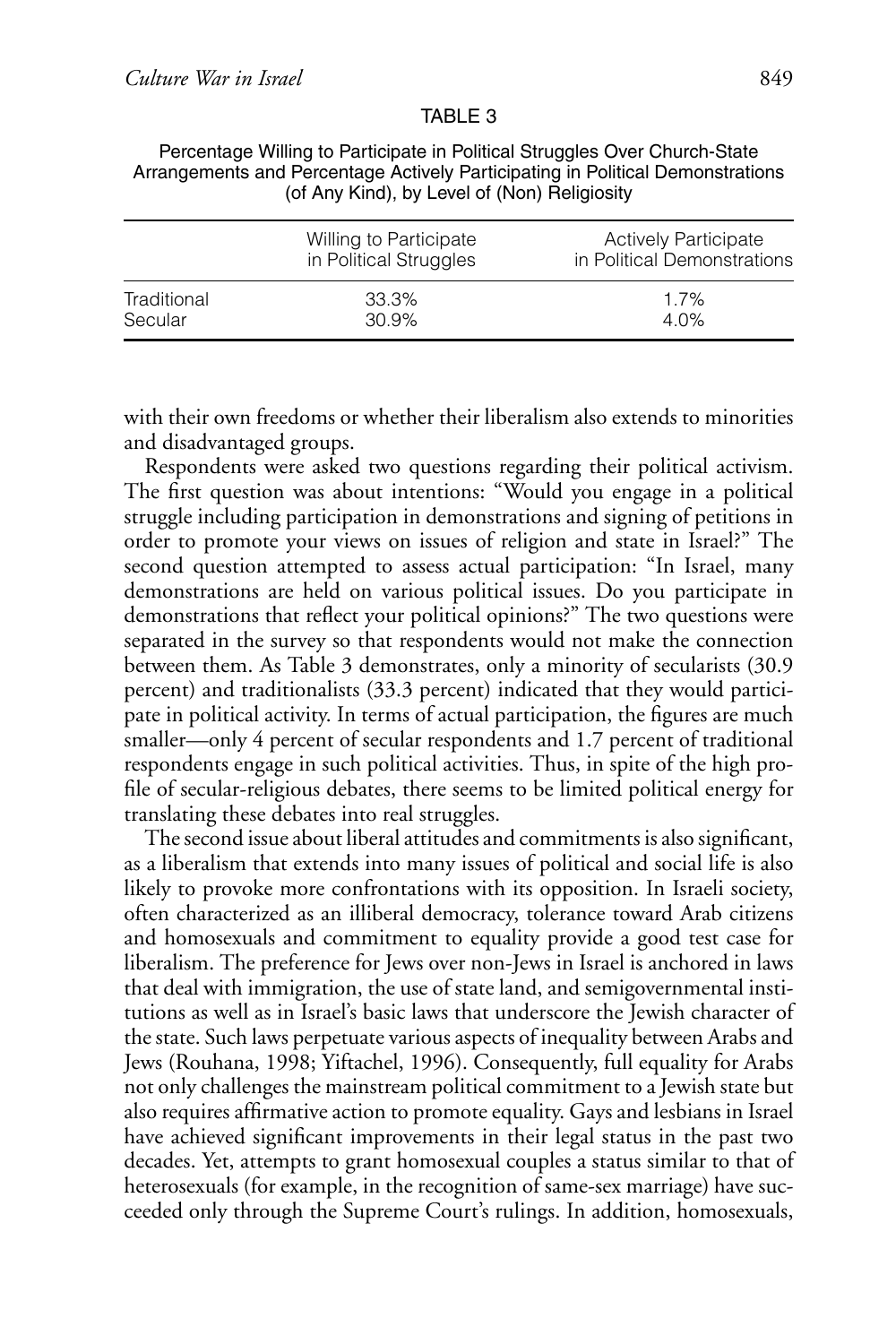TABLE 3

Percentage Willing to Participate in Political Struggles Over Church-State Arrangements and Percentage Actively Participating in Political Demonstrations (of Any Kind), by Level of (Non) Religiosity

| | Willing to Participate in Political Struggles | Actively Participate in Political Demonstrations |
|---|---|---|
| Traditional | 33.3% | 1.7% |
| Secular | 30.9% | 4.0% |

with their own freedoms or whether their liberalism also extends to minorities and disadvantaged groups.

Respondents were asked two questions regarding their political activism. The first question was about intentions: "Would you engage in a political struggle including participation in demonstrations and signing of petitions in order to promote your views on issues of religion and state in Israel?" The second question attempted to assess actual participation: "In Israel, many demonstrations are held on various political issues. Do you participate in demonstrations that reflect your political opinions?" The two questions were separated in the survey so that respondents would not make the connection between them. As Table 3 demonstrates, only a minority of secularists (30.9 percent) and traditionalists (33.3 percent) indicated that they would participate in political activity. In terms of actual participation, the figures are much smaller—only 4 percent of secular respondents and 1.7 percent of traditional respondents engage in such political activities. Thus, in spite of the high profile of secular-religious debates, there seems to be limited political energy for translating these debates into real struggles.

The second issue about liberal attitudes and commitments is also significant, as a liberalism that extends into many issues of political and social life is also likely to provoke more confrontations with its opposition. In Israeli society, often characterized as an illiberal democracy, tolerance toward Arab citizens and homosexuals and commitment to equality provide a good test case for liberalism. The preference for Jews over non-Jews in Israel is anchored in laws that deal with immigration, the use of state land, and semigovernmental institutions as well as in Israel's basic laws that underscore the Jewish character of the state. Such laws perpetuate various aspects of inequality between Arabs and Jews (Rouhana, 1998; Yiftachel, 1996). Consequently, full equality for Arabs not only challenges the mainstream political commitment to a Jewish state but also requires affirmative action to promote equality. Gays and lesbians in Israel have achieved significant improvements in their legal status in the past two decades. Yet, attempts to grant homosexual couples a status similar to that of heterosexuals (for example, in the recognition of same-sex marriage) have succeeded only through the Supreme Court's rulings. In addition, homosexuals,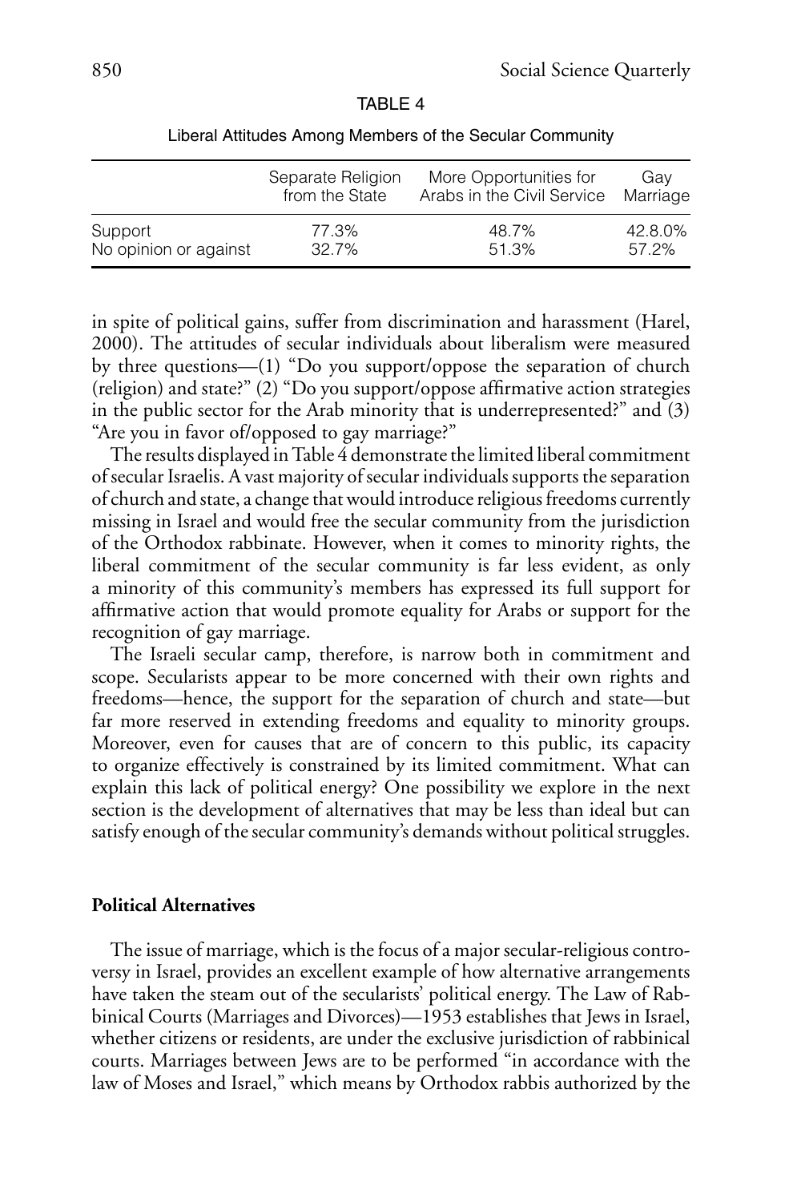TABLE 4

Liberal Attitudes Among Members of the Secular Community

| | Separate Religion from the State | More Opportunities for Arabs in the Civil Service | Gay Marriage |
|---|---|---|---|
| Support | 77.3% | 48.7% | 42.8.0% |
| No opinion or against | 32.7% | 51.3% | 57.2% |

in spite of political gains, suffer from discrimination and harassment (Harel, 2000). The attitudes of secular individuals about liberalism were measured by three questions—(1) "Do you support/oppose the separation of church (religion) and state?" (2) "Do you support/oppose affirmative action strategies in the public sector for the Arab minority that is underrepresented?" and (3) "Are you in favor of/opposed to gay marriage?"

The results displayed in Table 4 demonstrate the limited liberal commitment of secular Israelis. A vast majority of secular individuals supports the separation of church and state, a change that would introduce religious freedoms currently missing in Israel and would free the secular community from the jurisdiction of the Orthodox rabbinate. However, when it comes to minority rights, the liberal commitment of the secular community is far less evident, as only a minority of this community's members has expressed its full support for affirmative action that would promote equality for Arabs or support for the recognition of gay marriage.

The Israeli secular camp, therefore, is narrow both in commitment and scope. Secularists appear to be more concerned with their own rights and freedoms—hence, the support for the separation of church and state—but far more reserved in extending freedoms and equality to minority groups. Moreover, even for causes that are of concern to this public, its capacity to organize effectively is constrained by its limited commitment. What can explain this lack of political energy? One possibility we explore in the next section is the development of alternatives that may be less than ideal but can satisfy enough of the secular community's demands without political struggles.

## Political Alternatives

The issue of marriage, which is the focus of a major secular-religious controversy in Israel, provides an excellent example of how alternative arrangements have taken the steam out of the secularists' political energy. The Law of Rabbinical Courts (Marriages and Divorces)—1953 establishes that Jews in Israel, whether citizens or residents, are under the exclusive jurisdiction of rabbinical courts. Marriages between Jews are to be performed "in accordance with the law of Moses and Israel," which means by Orthodox rabbis authorized by the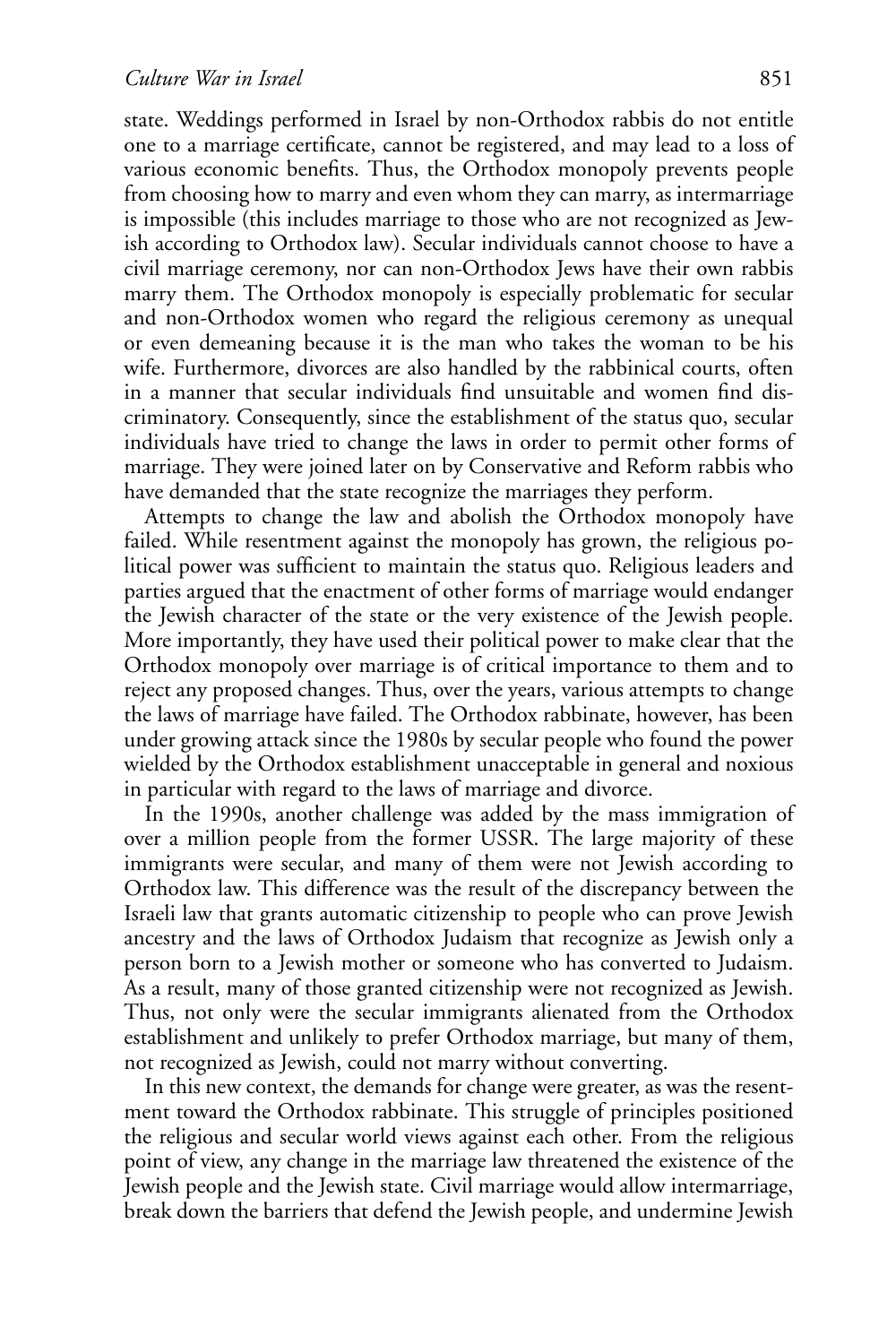state. Weddings performed in Israel by non-Orthodox rabbis do not entitle one to a marriage certificate, cannot be registered, and may lead to a loss of various economic benefits. Thus, the Orthodox monopoly prevents people from choosing how to marry and even whom they can marry, as intermarriage is impossible (this includes marriage to those who are not recognized as Jewish according to Orthodox law). Secular individuals cannot choose to have a civil marriage ceremony, nor can non-Orthodox Jews have their own rabbis marry them. The Orthodox monopoly is especially problematic for secular and non-Orthodox women who regard the religious ceremony as unequal or even demeaning because it is the man who takes the woman to be his wife. Furthermore, divorces are also handled by the rabbinical courts, often in a manner that secular individuals find unsuitable and women find discriminatory. Consequently, since the establishment of the status quo, secular individuals have tried to change the laws in order to permit other forms of marriage. They were joined later on by Conservative and Reform rabbis who have demanded that the state recognize the marriages they perform.

Attempts to change the law and abolish the Orthodox monopoly have failed. While resentment against the monopoly has grown, the religious political power was sufficient to maintain the status quo. Religious leaders and parties argued that the enactment of other forms of marriage would endanger the Jewish character of the state or the very existence of the Jewish people. More importantly, they have used their political power to make clear that the Orthodox monopoly over marriage is of critical importance to them and to reject any proposed changes. Thus, over the years, various attempts to change the laws of marriage have failed. The Orthodox rabbinate, however, has been under growing attack since the 1980s by secular people who found the power wielded by the Orthodox establishment unacceptable in general and noxious in particular with regard to the laws of marriage and divorce.

In the 1990s, another challenge was added by the mass immigration of over a million people from the former USSR. The large majority of these immigrants were secular, and many of them were not Jewish according to Orthodox law. This difference was the result of the discrepancy between the Israeli law that grants automatic citizenship to people who can prove Jewish ancestry and the laws of Orthodox Judaism that recognize as Jewish only a person born to a Jewish mother or someone who has converted to Judaism. As a result, many of those granted citizenship were not recognized as Jewish. Thus, not only were the secular immigrants alienated from the Orthodox establishment and unlikely to prefer Orthodox marriage, but many of them, not recognized as Jewish, could not marry without converting.

In this new context, the demands for change were greater, as was the resentment toward the Orthodox rabbinate. This struggle of principles positioned the religious and secular world views against each other. From the religious point of view, any change in the marriage law threatened the existence of the Jewish people and the Jewish state. Civil marriage would allow intermarriage, break down the barriers that defend the Jewish people, and undermine Jewish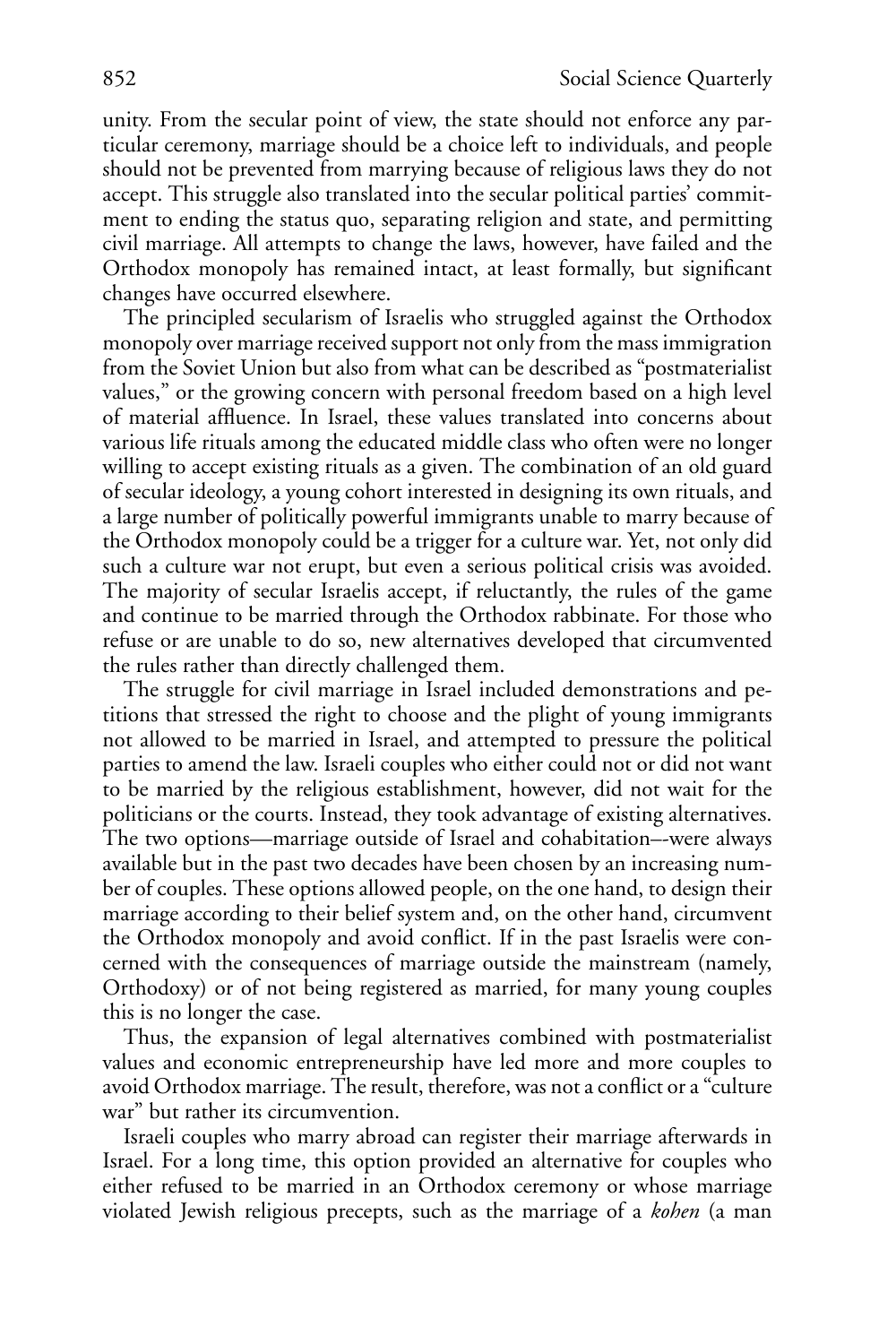unity. From the secular point of view, the state should not enforce any particular ceremony, marriage should be a choice left to individuals, and people should not be prevented from marrying because of religious laws they do not accept. This struggle also translated into the secular political parties' commitment to ending the status quo, separating religion and state, and permitting civil marriage. All attempts to change the laws, however, have failed and the Orthodox monopoly has remained intact, at least formally, but significant changes have occurred elsewhere.

The principled secularism of Israelis who struggled against the Orthodox monopoly over marriage received support not only from the mass immigration from the Soviet Union but also from what can be described as "postmaterialist values," or the growing concern with personal freedom based on a high level of material affluence. In Israel, these values translated into concerns about various life rituals among the educated middle class who often were no longer willing to accept existing rituals as a given. The combination of an old guard of secular ideology, a young cohort interested in designing its own rituals, and a large number of politically powerful immigrants unable to marry because of the Orthodox monopoly could be a trigger for a culture war. Yet, not only did such a culture war not erupt, but even a serious political crisis was avoided. The majority of secular Israelis accept, if reluctantly, the rules of the game and continue to be married through the Orthodox rabbinate. For those who refuse or are unable to do so, new alternatives developed that circumvented the rules rather than directly challenged them.

The struggle for civil marriage in Israel included demonstrations and petitions that stressed the right to choose and the plight of young immigrants not allowed to be married in Israel, and attempted to pressure the political parties to amend the law. Israeli couples who either could not or did not want to be married by the religious establishment, however, did not wait for the politicians or the courts. Instead, they took advantage of existing alternatives. The two options—marriage outside of Israel and cohabitation–-were always available but in the past two decades have been chosen by an increasing number of couples. These options allowed people, on the one hand, to design their marriage according to their belief system and, on the other hand, circumvent the Orthodox monopoly and avoid conflict. If in the past Israelis were concerned with the consequences of marriage outside the mainstream (namely, Orthodoxy) or of not being registered as married, for many young couples this is no longer the case.

Thus, the expansion of legal alternatives combined with postmaterialist values and economic entrepreneurship have led more and more couples to avoid Orthodox marriage. The result, therefore, was not a conflict or a "culture war" but rather its circumvention.

Israeli couples who marry abroad can register their marriage afterwards in Israel. For a long time, this option provided an alternative for couples who either refused to be married in an Orthodox ceremony or whose marriage violated Jewish religious precepts, such as the marriage of a *kohen* (a man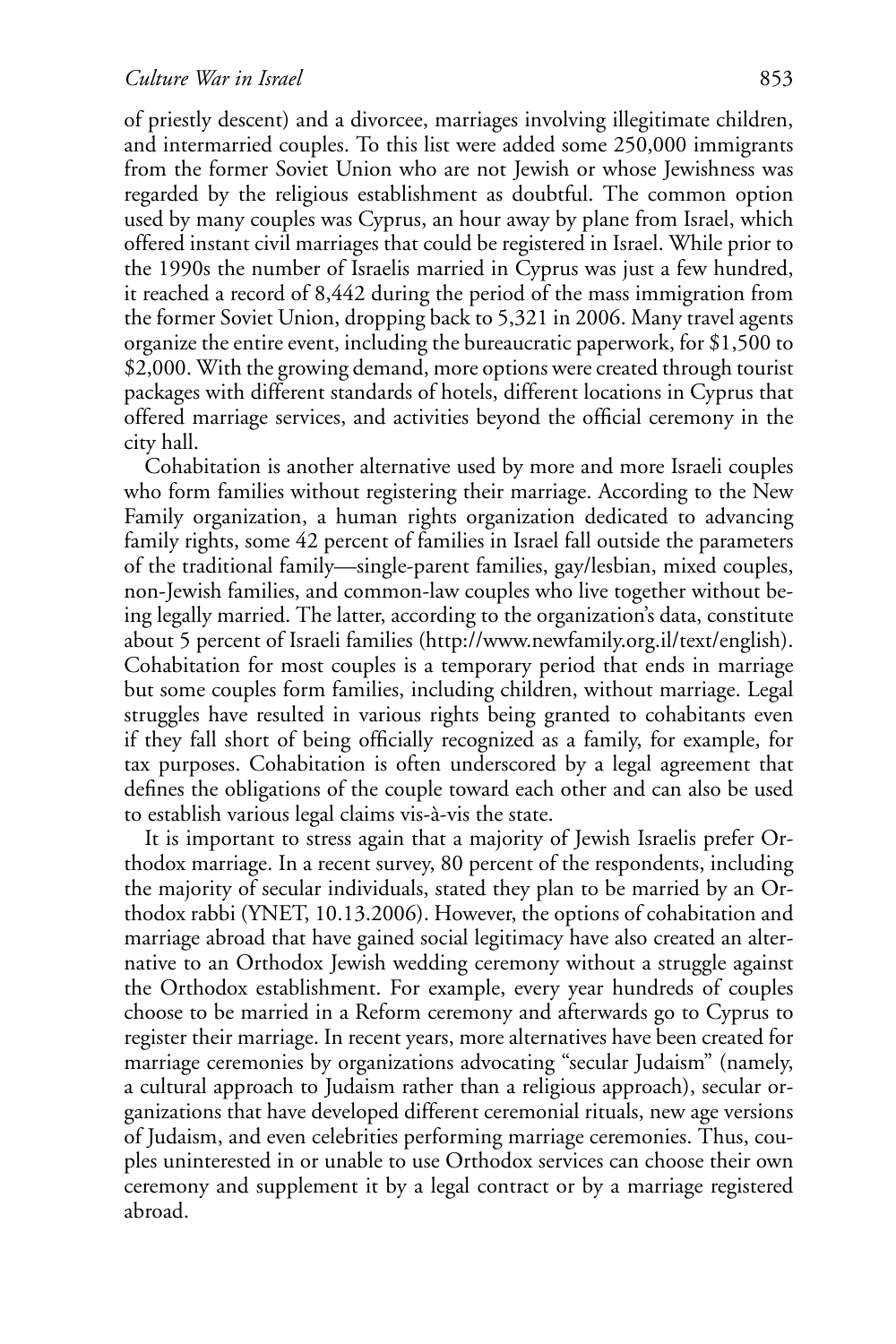of priestly descent) and a divorcee, marriages involving illegitimate children, and intermarried couples. To this list were added some 250,000 immigrants from the former Soviet Union who are not Jewish or whose Jewishness was regarded by the religious establishment as doubtful. The common option used by many couples was Cyprus, an hour away by plane from Israel, which offered instant civil marriages that could be registered in Israel. While prior to the 1990s the number of Israelis married in Cyprus was just a few hundred, it reached a record of 8,442 during the period of the mass immigration from the former Soviet Union, dropping back to 5,321 in 2006. Many travel agents organize the entire event, including the bureaucratic paperwork, for $1,500 to $2,000. With the growing demand, more options were created through tourist packages with different standards of hotels, different locations in Cyprus that offered marriage services, and activities beyond the official ceremony in the city hall.

Cohabitation is another alternative used by more and more Israeli couples who form families without registering their marriage. According to the New Family organization, a human rights organization dedicated to advancing family rights, some 42 percent of families in Israel fall outside the parameters of the traditional family—single-parent families, gay/lesbian, mixed couples, non-Jewish families, and common-law couples who live together without being legally married. The latter, according to the organization's data, constitute about 5 percent of Israeli families (http://www.newfamily.org.il/text/english). Cohabitation for most couples is a temporary period that ends in marriage but some couples form families, including children, without marriage. Legal struggles have resulted in various rights being granted to cohabitants even if they fall short of being officially recognized as a family, for example, for tax purposes. Cohabitation is often underscored by a legal agreement that defines the obligations of the couple toward each other and can also be used to establish various legal claims vis-à-vis the state.

It is important to stress again that a majority of Jewish Israelis prefer Orthodox marriage. In a recent survey, 80 percent of the respondents, including the majority of secular individuals, stated they plan to be married by an Orthodox rabbi (YNET, 10.13.2006). However, the options of cohabitation and marriage abroad that have gained social legitimacy have also created an alternative to an Orthodox Jewish wedding ceremony without a struggle against the Orthodox establishment. For example, every year hundreds of couples choose to be married in a Reform ceremony and afterwards go to Cyprus to register their marriage. In recent years, more alternatives have been created for marriage ceremonies by organizations advocating "secular Judaism" (namely, a cultural approach to Judaism rather than a religious approach), secular organizations that have developed different ceremonial rituals, new age versions of Judaism, and even celebrities performing marriage ceremonies. Thus, couples uninterested in or unable to use Orthodox services can choose their own ceremony and supplement it by a legal contract or by a marriage registered abroad.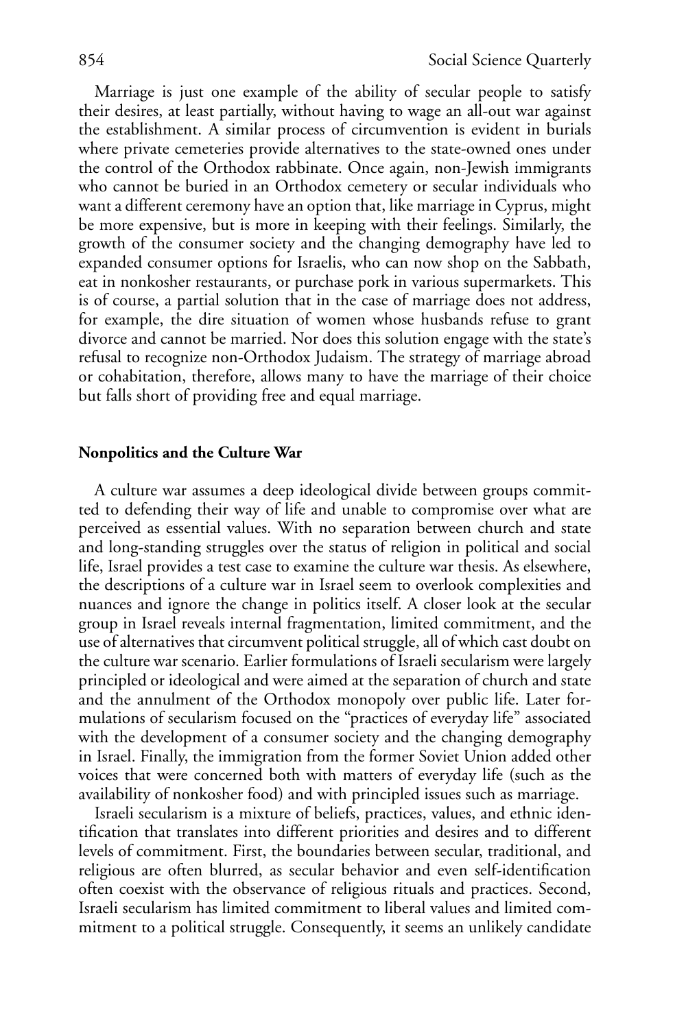Marriage is just one example of the ability of secular people to satisfy their desires, at least partially, without having to wage an all-out war against the establishment. A similar process of circumvention is evident in burials where private cemeteries provide alternatives to the state-owned ones under the control of the Orthodox rabbinate. Once again, non-Jewish immigrants who cannot be buried in an Orthodox cemetery or secular individuals who want a different ceremony have an option that, like marriage in Cyprus, might be more expensive, but is more in keeping with their feelings. Similarly, the growth of the consumer society and the changing demography have led to expanded consumer options for Israelis, who can now shop on the Sabbath, eat in nonkosher restaurants, or purchase pork in various supermarkets. This is of course, a partial solution that in the case of marriage does not address, for example, the dire situation of women whose husbands refuse to grant divorce and cannot be married. Nor does this solution engage with the state's refusal to recognize non-Orthodox Judaism. The strategy of marriage abroad or cohabitation, therefore, allows many to have the marriage of their choice but falls short of providing free and equal marriage.

## Nonpolitics and the Culture War

A culture war assumes a deep ideological divide between groups committed to defending their way of life and unable to compromise over what are perceived as essential values. With no separation between church and state and long-standing struggles over the status of religion in political and social life, Israel provides a test case to examine the culture war thesis. As elsewhere, the descriptions of a culture war in Israel seem to overlook complexities and nuances and ignore the change in politics itself. A closer look at the secular group in Israel reveals internal fragmentation, limited commitment, and the use of alternatives that circumvent political struggle, all of which cast doubt on the culture war scenario. Earlier formulations of Israeli secularism were largely principled or ideological and were aimed at the separation of church and state and the annulment of the Orthodox monopoly over public life. Later formulations of secularism focused on the "practices of everyday life" associated with the development of a consumer society and the changing demography in Israel. Finally, the immigration from the former Soviet Union added other voices that were concerned both with matters of everyday life (such as the availability of nonkosher food) and with principled issues such as marriage.

Israeli secularism is a mixture of beliefs, practices, values, and ethnic identification that translates into different priorities and desires and to different levels of commitment. First, the boundaries between secular, traditional, and religious are often blurred, as secular behavior and even self-identification often coexist with the observance of religious rituals and practices. Second, Israeli secularism has limited commitment to liberal values and limited commitment to a political struggle. Consequently, it seems an unlikely candidate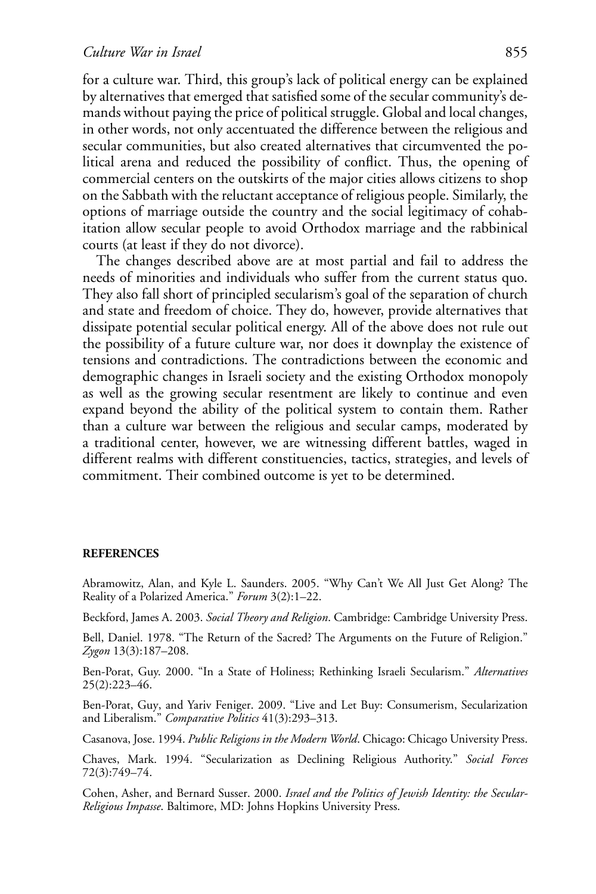for a culture war. Third, this group's lack of political energy can be explained by alternatives that emerged that satisfied some of the secular community's demands without paying the price of political struggle. Global and local changes, in other words, not only accentuated the difference between the religious and secular communities, but also created alternatives that circumvented the political arena and reduced the possibility of conflict. Thus, the opening of commercial centers on the outskirts of the major cities allows citizens to shop on the Sabbath with the reluctant acceptance of religious people. Similarly, the options of marriage outside the country and the social legitimacy of cohabitation allow secular people to avoid Orthodox marriage and the rabbinical courts (at least if they do not divorce).

The changes described above are at most partial and fail to address the needs of minorities and individuals who suffer from the current status quo. They also fall short of principled secularism's goal of the separation of church and state and freedom of choice. They do, however, provide alternatives that dissipate potential secular political energy. All of the above does not rule out the possibility of a future culture war, nor does it downplay the existence of tensions and contradictions. The contradictions between the economic and demographic changes in Israeli society and the existing Orthodox monopoly as well as the growing secular resentment are likely to continue and even expand beyond the ability of the political system to contain them. Rather than a culture war between the religious and secular camps, moderated by a traditional center, however, we are witnessing different battles, waged in different realms with different constituencies, tactics, strategies, and levels of commitment. Their combined outcome is yet to be determined.

## REFERENCES

Abramowitz, Alan, and Kyle L. Saunders. 2005. "Why Can't We All Just Get Along? The Reality of a Polarized America." *Forum* 3(2):1–22.

Beckford, James A. 2003. *Social Theory and Religion*. Cambridge: Cambridge University Press.

Bell, Daniel. 1978. "The Return of the Sacred? The Arguments on the Future of Religion." *Zygon* 13(3):187–208.

Ben-Porat, Guy. 2000. "In a State of Holiness; Rethinking Israeli Secularism." *Alternatives* 25(2):223–46.

Ben-Porat, Guy, and Yariv Feniger. 2009. "Live and Let Buy: Consumerism, Secularization and Liberalism." *Comparative Politics* 41(3):293–313.

Casanova, Jose. 1994. *Public Religions in the Modern World*. Chicago: Chicago University Press.

Chaves, Mark. 1994. "Secularization as Declining Religious Authority." *Social Forces* 72(3):749–74.

Cohen, Asher, and Bernard Susser. 2000. *Israel and the Politics of Jewish Identity: the Secular-Religious Impasse*. Baltimore, MD: Johns Hopkins University Press.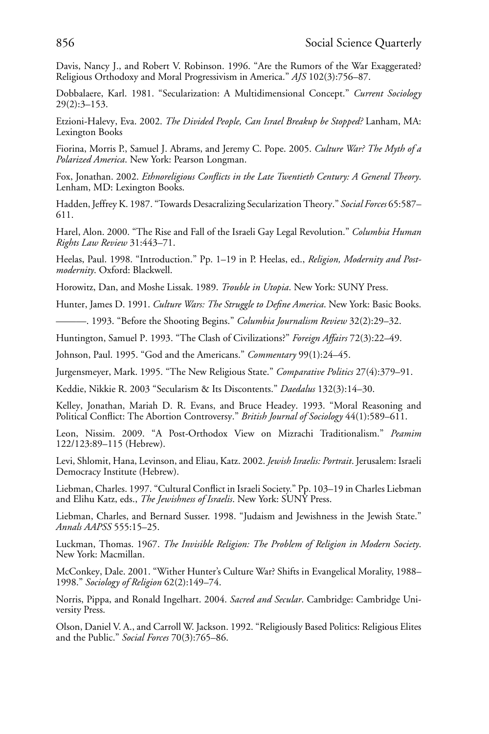Davis, Nancy J., and Robert V. Robinson. 1996. "Are the Rumors of the War Exaggerated? Religious Orthodoxy and Moral Progressivism in America." *AJS* 102(3):756–87.

Dobbalaere, Karl. 1981. "Secularization: A Multidimensional Concept." *Current Sociology* 29(2):3–153.

Etzioni-Halevy, Eva. 2002. *The Divided People, Can Israel Breakup be Stopped?* Lanham, MA: Lexington Books

Fiorina, Morris P., Samuel J. Abrams, and Jeremy C. Pope. 2005. *Culture War? The Myth of a Polarized America*. New York: Pearson Longman.

Fox, Jonathan. 2002. *Ethnoreligious Conflicts in the Late Twentieth Century: A General Theory*. Lenham, MD: Lexington Books.

Hadden, Jeffrey K. 1987. "Towards Desacralizing Secularization Theory." *Social Forces* 65:587–611.

Harel, Alon. 2000. "The Rise and Fall of the Israeli Gay Legal Revolution." *Columbia Human Rights Law Review* 31:443–71.

Heelas, Paul. 1998. "Introduction." Pp. 1–19 in P. Heelas, ed., *Religion, Modernity and Post-modernity*. Oxford: Blackwell.

Horowitz, Dan, and Moshe Lissak. 1989. *Trouble in Utopia*. New York: SUNY Press.

Hunter, James D. 1991. *Culture Wars: The Struggle to Define America*. New York: Basic Books.

———. 1993. "Before the Shooting Begins." *Columbia Journalism Review* 32(2):29–32.

Huntington, Samuel P. 1993. "The Clash of Civilizations?" *Foreign Affairs* 72(3):22–49.

Johnson, Paul. 1995. "God and the Americans." *Commentary* 99(1):24–45.

Jurgensmeyer, Mark. 1995. "The New Religious State." *Comparative Politics* 27(4):379–91.

Keddie, Nikkie R. 2003 "Secularism & Its Discontents." *Daedalus* 132(3):14–30.

Kelley, Jonathan, Mariah D. R. Evans, and Bruce Headey. 1993. "Moral Reasoning and Political Conflict: The Abortion Controversy." *British Journal of Sociology* 44(1):589–611.

Leon, Nissim. 2009. "A Post-Orthodox View on Mizrachi Traditionalism." *Peamim* 122/123:89–115 (Hebrew).

Levi, Shlomit, Hana, Levinson, and Eliau, Katz. 2002. *Jewish Israelis: Portrait*. Jerusalem: Israeli Democracy Institute (Hebrew).

Liebman, Charles. 1997. "Cultural Conflict in Israeli Society." Pp. 103–19 in Charles Liebman and Elihu Katz, eds., *The Jewishness of Israelis*. New York: SUNY Press.

Liebman, Charles, and Bernard Susser. 1998. "Judaism and Jewishness in the Jewish State." *Annals AAPSS* 555:15–25.

Luckman, Thomas. 1967. *The Invisible Religion: The Problem of Religion in Modern Society*. New York: Macmillan.

McConkey, Dale. 2001. "Wither Hunter's Culture War? Shifts in Evangelical Morality, 1988–1998." *Sociology of Religion* 62(2):149–74.

Norris, Pippa, and Ronald Ingelhart. 2004. *Sacred and Secular*. Cambridge: Cambridge University Press.

Olson, Daniel V. A., and Carroll W. Jackson. 1992. "Religiously Based Politics: Religious Elites and the Public." *Social Forces* 70(3):765–86.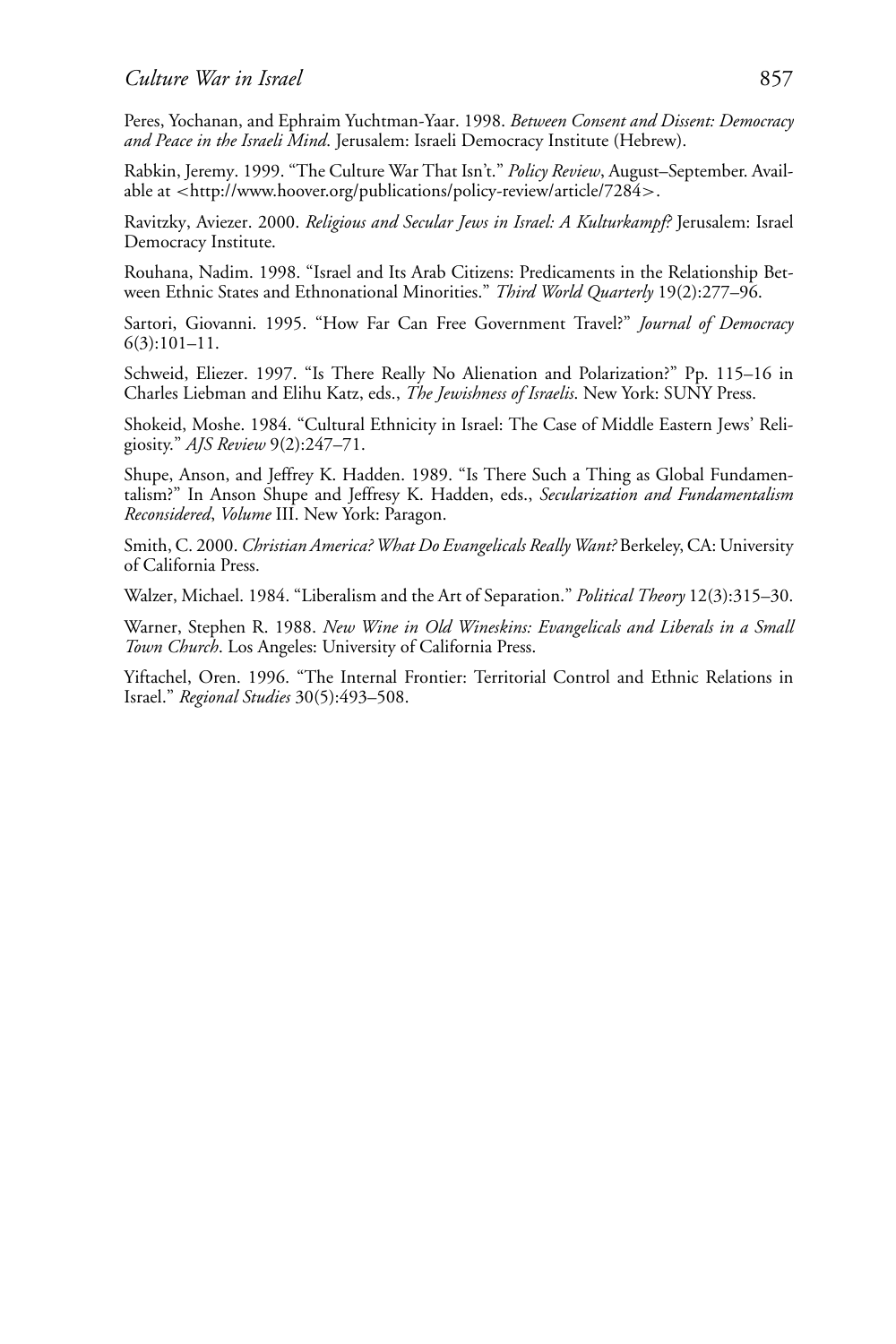Peres, Yochanan, and Ephraim Yuchtman-Yaar. 1998. *Between Consent and Dissent: Democracy and Peace in the Israeli Mind*. Jerusalem: Israeli Democracy Institute (Hebrew).

Rabkin, Jeremy. 1999. "The Culture War That Isn't." *Policy Review*, August–September. Available at <http://www.hoover.org/publications/policy-review/article/7284>.

Ravitzky, Aviezer. 2000. *Religious and Secular Jews in Israel: A Kulturkampf?* Jerusalem: Israel Democracy Institute.

Rouhana, Nadim. 1998. "Israel and Its Arab Citizens: Predicaments in the Relationship Between Ethnic States and Ethnonational Minorities." *Third World Quarterly* 19(2):277–96.

Sartori, Giovanni. 1995. "How Far Can Free Government Travel?" *Journal of Democracy* 6(3):101–11.

Schweid, Eliezer. 1997. "Is There Really No Alienation and Polarization?" Pp. 115–16 in Charles Liebman and Elihu Katz, eds., *The Jewishness of Israelis*. New York: SUNY Press.

Shokeid, Moshe. 1984. "Cultural Ethnicity in Israel: The Case of Middle Eastern Jews' Religiosity." *AJS Review* 9(2):247–71.

Shupe, Anson, and Jeffrey K. Hadden. 1989. "Is There Such a Thing as Global Fundamentalism?" In Anson Shupe and Jeffresy K. Hadden, eds., *Secularization and Fundamentalism Reconsidered*, *Volume* III. New York: Paragon.

Smith, C. 2000. *Christian America? What Do Evangelicals Really Want?* Berkeley, CA: University of California Press.

Walzer, Michael. 1984. "Liberalism and the Art of Separation." *Political Theory* 12(3):315–30.

Warner, Stephen R. 1988. *New Wine in Old Wineskins: Evangelicals and Liberals in a Small Town Church*. Los Angeles: University of California Press.

Yiftachel, Oren. 1996. "The Internal Frontier: Territorial Control and Ethnic Relations in Israel." *Regional Studies* 30(5):493–508.